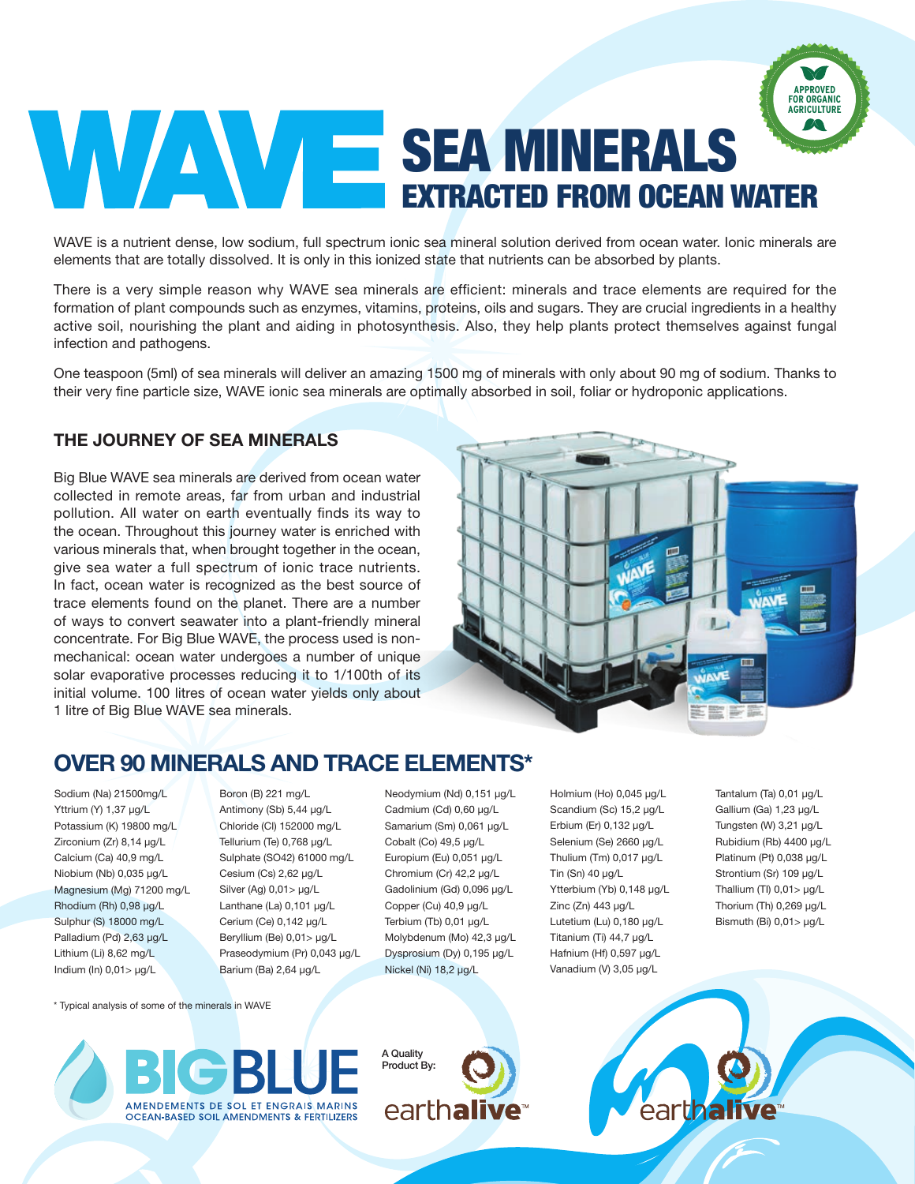# WAVE SEA MINERALS

## EXTRACTED FROM OCEAN WATER

APPROVED FOR ORGANIC AGRICULTURE

WAVE is a nutrient dense, low sodium, full spectrum ionic sea mineral solution derived from ocean water. Ionic minerals are elements that are totally dissolved. It is only in this ionized state that nutrients can be absorbed by plants.

There is a very simple reason why WAVE sea minerals are efficient: minerals and trace elements are required for the formation of plant compounds such as enzymes, vitamins, proteins, oils and sugars. They are crucial ingredients in a healthy active soil, nourishing the plant and aiding in photosynthesis. Also, they help plants protect themselves against fungal infection and pathogens.

One teaspoon (5ml) of sea minerals will deliver an amazing 1500 mg of minerals with only about 90 mg of sodium. Thanks to their very fine particle size, WAVE ionic sea minerals are optimally absorbed in soil, foliar or hydroponic applications.

### THE JOURNEY OF SEA MINERALS

Big Blue WAVE sea minerals are derived from ocean water collected in remote areas, far from urban and industrial pollution. All water on earth eventually finds its way to the ocean. Throughout this journey water is enriched with various minerals that, when brought together in the ocean, give sea water a full spectrum of ionic trace nutrients. In fact, ocean water is recognized as the best source of trace elements found on the planet. There are a number of ways to convert seawater into a plant-friendly mineral concentrate. For Big Blue WAVE, the process used is non-mechanical: ocean water undergoes a number of unique solar evaporative processes reducing it to 1/100th of its initial volume. 100 litres of ocean water yields only about 1 litre of Big Blue WAVE sea minerals.

## OVER 90 MINERALS AND TRACE ELEMENTS*

- Sodium (Na) 21500mg/L
- Yttrium (Y) 1,37 µg/L
- Potassium (K) 19800 mg/L
- Zirconium (Zr) 8,14 µg/L
- Calcium (Ca) 40,9 mg/L
- Niobium (Nb) 0,035 µg/L
- Magnesium (Mg) 71200 mg/L
- Rhodium (Rh) 0,98 µg/L
- Sulphur (S) 18000 mg/L
- Palladium (Pd) 2,63 µg/L
- Lithium (Li) 8,62 mg/L
- Indium (In) 0,01> µg/L
- Boron (B) 221 mg/L
- Antimony (Sb) 5,44 µg/L
- Chloride (Cl) 152000 mg/L
- Tellurium (Te) 0,768 µg/L
- Sulphate (SO42) 61000 mg/L
- Cesium (Cs) 2,62 µg/L
- Silver (Ag) 0,01> µg/L
- Lanthane (La) 0,101 µg/L
- Cerium (Ce) 0,142 µg/L
- Beryllium (Be) 0,01> µg/L
- Praseodymium (Pr) 0,043 µg/L
- Barium (Ba) 2,64 µg/L
- Neodymium (Nd) 0,151 µg/L
- Cadmium (Cd) 0,60 µg/L
- Samarium (Sm) 0,061 µg/L
- Cobalt (Co) 49,5 µg/L
- Europium (Eu) 0,051 µg/L
- Chromium (Cr) 42,2 µg/L
- Gadolinium (Gd) 0,096 µg/L
- Copper (Cu) 40,9 µg/L
- Terbium (Tb) 0,01 µg/L
- Molybdenum (Mo) 42,3 µg/L
- Dysprosium (Dy) 0,195 µg/L
- Nickel (Ni) 18,2 µg/L
- Holmium (Ho) 0,045 µg/L
- Scandium (Sc) 15,2 µg/L
- Erbium (Er) 0,132 µg/L
- Selenium (Se) 2660 µg/L
- Thulium (Tm) 0,017 µg/L
- Tin (Sn) 40 µg/L
- Ytterbium (Yb) 0,148 µg/L
- Zinc (Zn) 443 µg/L
- Lutetium (Lu) 0,180 µg/L
- Titanium (Ti) 44,7 µg/L
- Hafnium (Hf) 0,597 µg/L
- Vanadium (V) 3,05 µg/L
- Tantalum (Ta) 0,01 µg/L
- Gallium (Ga) 1,23 µg/L
- Tungsten (W) 3,21 µg/L
- Rubidium (Rb) 4400 µg/L
- Platinum (Pt) 0,038 µg/L
- Strontium (Sr) 109 µg/L
- Thallium (Tl) 0,01> µg/L
- Thorium (Th) 0,269 µg/L
- Bismuth (Bi) 0,01> µg/L

\* Typical analysis of some of the minerals in WAVE

BIGBLUE
AMENDEMENTS DE SOL ET ENGRAIS MARINS
OCEAN-BASED SOIL AMENDMENTS & FERTILIZERS

A Quality Product By: earthalive™

earthalive™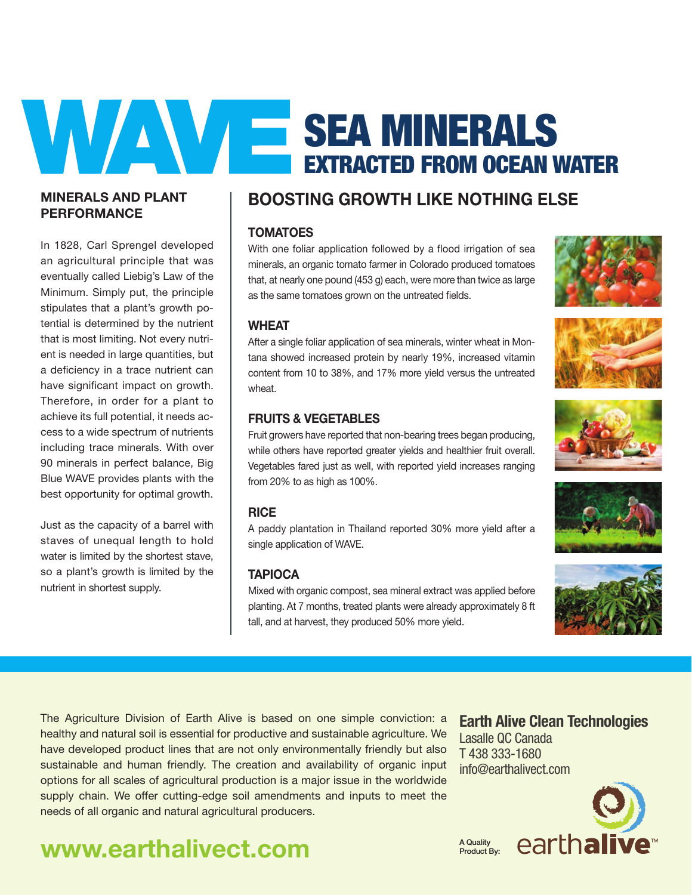# WAVE SEA MINERALS EXTRACTED FROM OCEAN WATER

## MINERALS AND PLANT PERFORMANCE

In 1828, Carl Sprengel developed an agricultural principle that was eventually called Liebig's Law of the Minimum. Simply put, the principle stipulates that a plant's growth potential is determined by the nutrient that is most limiting. Not every nutrient is needed in large quantities, but a deficiency in a trace nutrient can have significant impact on growth. Therefore, in order for a plant to achieve its full potential, it needs access to a wide spectrum of nutrients including trace minerals. With over 90 minerals in perfect balance, Big Blue WAVE provides plants with the best opportunity for optimal growth.

Just as the capacity of a barrel with staves of unequal length to hold water is limited by the shortest stave, so a plant's growth is limited by the nutrient in shortest supply.

## BOOSTING GROWTH LIKE NOTHING ELSE

### TOMATOES

With one foliar application followed by a flood irrigation of sea minerals, an organic tomato farmer in Colorado produced tomatoes that, at nearly one pound (453 g) each, were more than twice as large as the same tomatoes grown on the untreated fields.

### WHEAT

After a single foliar application of sea minerals, winter wheat in Montana showed increased protein by nearly 19%, increased vitamin content from 10 to 38%, and 17% more yield versus the untreated wheat.

### FRUITS & VEGETABLES

Fruit growers have reported that non-bearing trees began producing, while others have reported greater yields and healthier fruit overall. Vegetables fared just as well, with reported yield increases ranging from 20% to as high as 100%.

### RICE

A paddy plantation in Thailand reported 30% more yield after a single application of WAVE.

### TAPIOCA

Mixed with organic compost, sea mineral extract was applied before planting. At 7 months, treated plants were already approximately 8 ft tall, and at harvest, they produced 50% more yield.

The Agriculture Division of Earth Alive is based on one simple conviction: a healthy and natural soil is essential for productive and sustainable agriculture. We have developed product lines that are not only environmentally friendly but also sustainable and human friendly. The creation and availability of organic input options for all scales of agricultural production is a major issue in the worldwide supply chain. We offer cutting-edge soil amendments and inputs to meet the needs of all organic and natural agricultural producers.

**Earth Alive Clean Technologies**
Lasalle QC Canada
T 438 333-1680
info@earthalivect.com

**www.earthalivect.com**

A Quality Product By: earthalive™